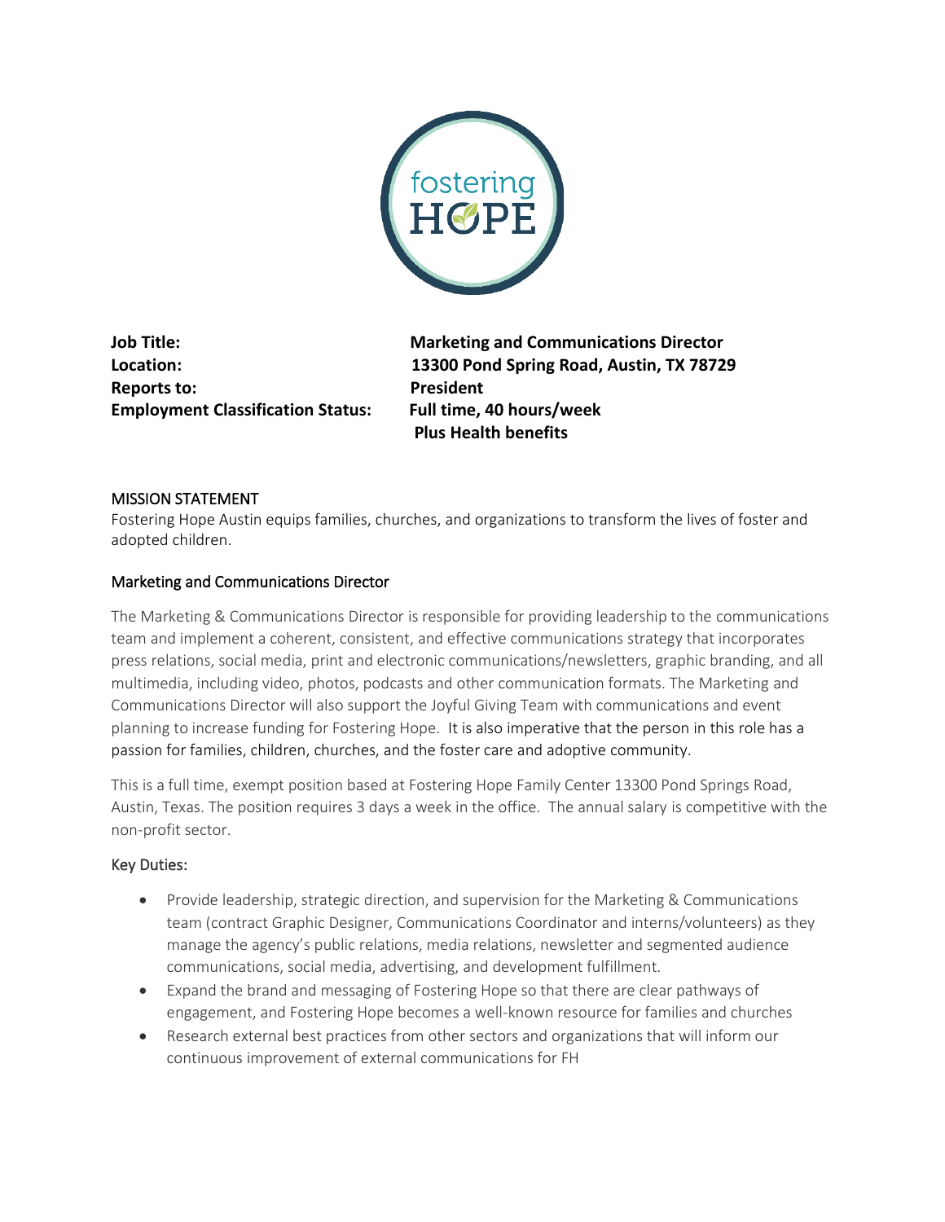**Job Title:** Marketing and Communications Director
**Location:** 13300 Pond Spring Road, Austin, TX 78729
**Reports to:** President
**Employment Classification Status:** Full time, 40 hours/week
Plus Health benefits

## MISSION STATEMENT

Fostering Hope Austin equips families, churches, and organizations to transform the lives of foster and adopted children.

## Marketing and Communications Director

The Marketing & Communications Director is responsible for providing leadership to the communications team and implement a coherent, consistent, and effective communications strategy that incorporates press relations, social media, print and electronic communications/newsletters, graphic branding, and all multimedia, including video, photos, podcasts and other communication formats. The Marketing and Communications Director will also support the Joyful Giving Team with communications and event planning to increase funding for Fostering Hope. It is also imperative that the person in this role has a passion for families, children, churches, and the foster care and adoptive community.

This is a full time, exempt position based at Fostering Hope Family Center 13300 Pond Springs Road, Austin, Texas. The position requires 3 days a week in the office. The annual salary is competitive with the non-profit sector.

### Key Duties:

- Provide leadership, strategic direction, and supervision for the Marketing & Communications team (contract Graphic Designer, Communications Coordinator and interns/volunteers) as they manage the agency's public relations, media relations, newsletter and segmented audience communications, social media, advertising, and development fulfillment.
- Expand the brand and messaging of Fostering Hope so that there are clear pathways of engagement, and Fostering Hope becomes a well-known resource for families and churches
- Research external best practices from other sectors and organizations that will inform our continuous improvement of external communications for FH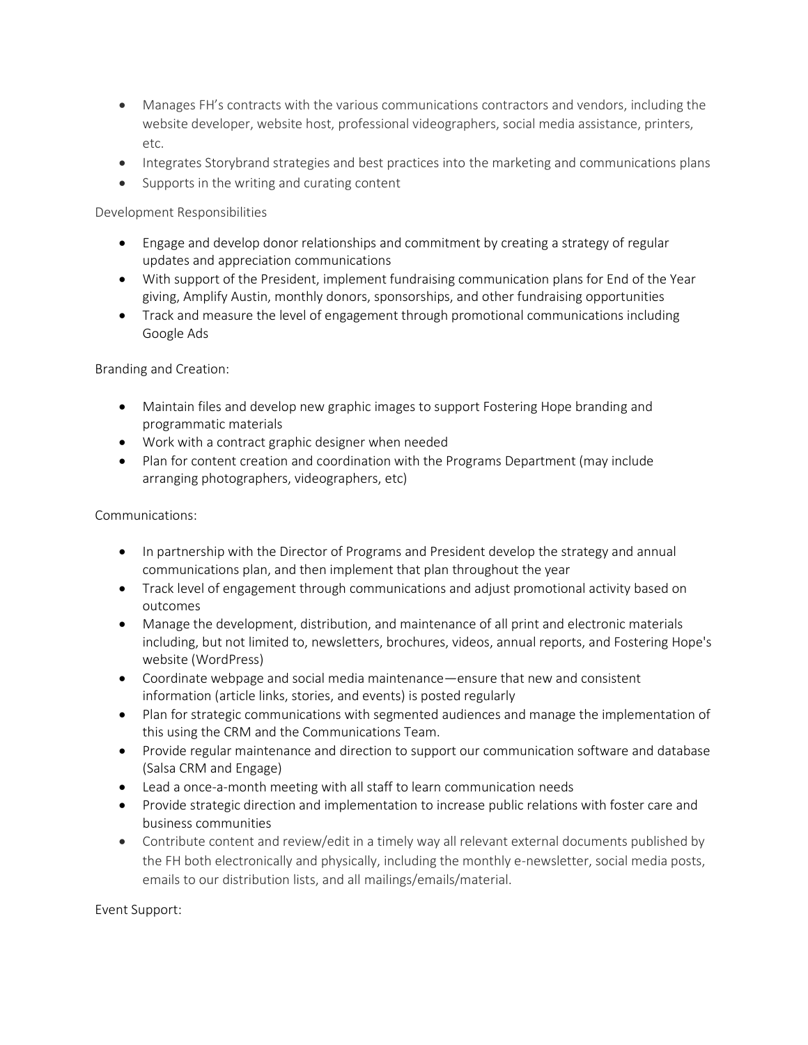- Manages FH's contracts with the various communications contractors and vendors, including the website developer, website host, professional videographers, social media assistance, printers, etc.
- Integrates Storybrand strategies and best practices into the marketing and communications plans
- Supports in the writing and curating content

Development Responsibilities

- Engage and develop donor relationships and commitment by creating a strategy of regular updates and appreciation communications
- With support of the President, implement fundraising communication plans for End of the Year giving, Amplify Austin, monthly donors, sponsorships, and other fundraising opportunities
- Track and measure the level of engagement through promotional communications including Google Ads

Branding and Creation:

- Maintain files and develop new graphic images to support Fostering Hope branding and programmatic materials
- Work with a contract graphic designer when needed
- Plan for content creation and coordination with the Programs Department (may include arranging photographers, videographers, etc)

Communications:

- In partnership with the Director of Programs and President develop the strategy and annual communications plan, and then implement that plan throughout the year
- Track level of engagement through communications and adjust promotional activity based on outcomes
- Manage the development, distribution, and maintenance of all print and electronic materials including, but not limited to, newsletters, brochures, videos, annual reports, and Fostering Hope's website (WordPress)
- Coordinate webpage and social media maintenance—ensure that new and consistent information (article links, stories, and events) is posted regularly
- Plan for strategic communications with segmented audiences and manage the implementation of this using the CRM and the Communications Team.
- Provide regular maintenance and direction to support our communication software and database (Salsa CRM and Engage)
- Lead a once-a-month meeting with all staff to learn communication needs
- Provide strategic direction and implementation to increase public relations with foster care and business communities
- Contribute content and review/edit in a timely way all relevant external documents published by the FH both electronically and physically, including the monthly e-newsletter, social media posts, emails to our distribution lists, and all mailings/emails/material.

Event Support: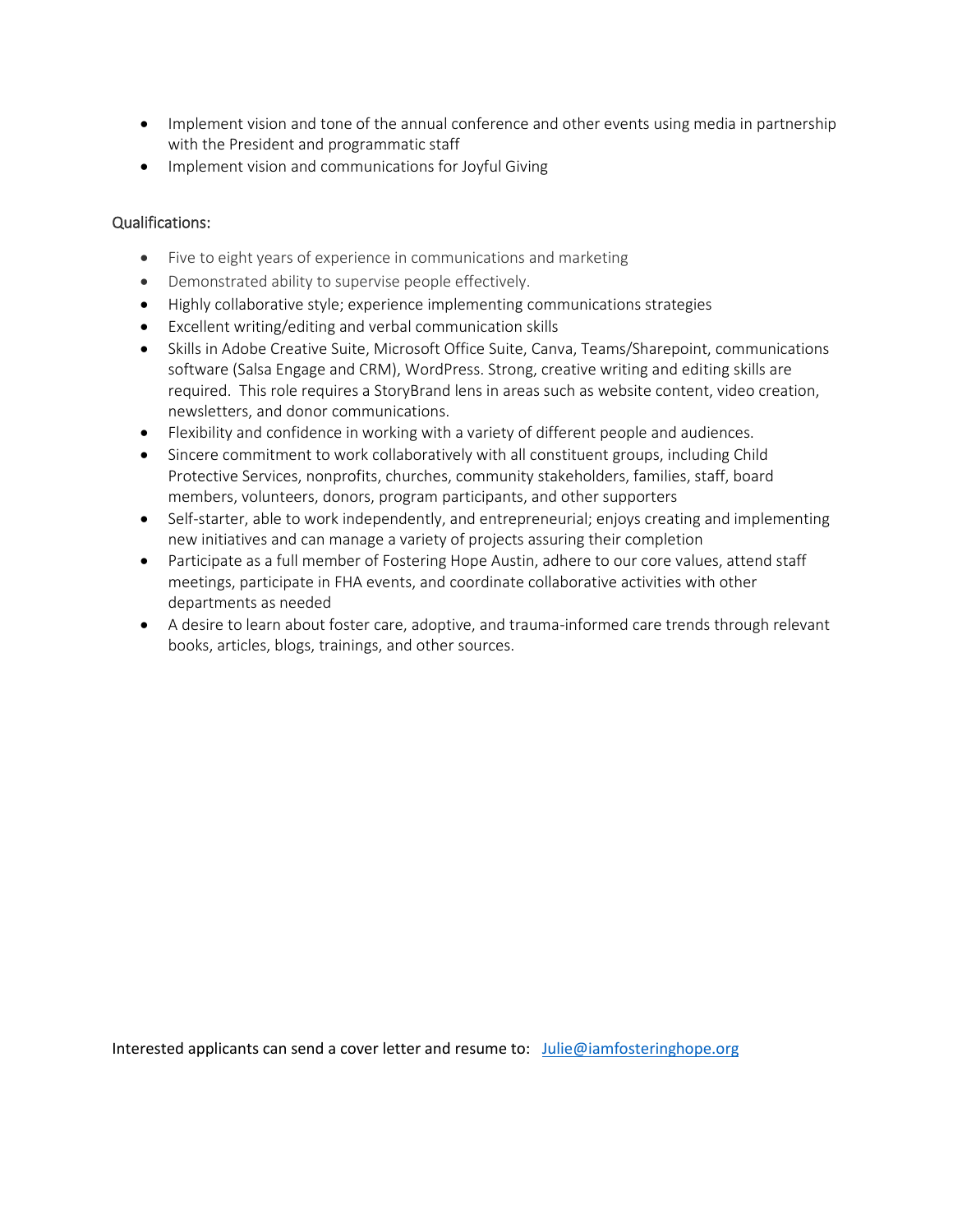- Implement vision and tone of the annual conference and other events using media in partnership with the President and programmatic staff
- Implement vision and communications for Joyful Giving

Qualifications:

- Five to eight years of experience in communications and marketing
- Demonstrated ability to supervise people effectively.
- Highly collaborative style; experience implementing communications strategies
- Excellent writing/editing and verbal communication skills
- Skills in Adobe Creative Suite, Microsoft Office Suite, Canva, Teams/Sharepoint, communications software (Salsa Engage and CRM), WordPress. Strong, creative writing and editing skills are required. This role requires a StoryBrand lens in areas such as website content, video creation, newsletters, and donor communications.
- Flexibility and confidence in working with a variety of different people and audiences.
- Sincere commitment to work collaboratively with all constituent groups, including Child Protective Services, nonprofits, churches, community stakeholders, families, staff, board members, volunteers, donors, program participants, and other supporters
- Self-starter, able to work independently, and entrepreneurial; enjoys creating and implementing new initiatives and can manage a variety of projects assuring their completion
- Participate as a full member of Fostering Hope Austin, adhere to our core values, attend staff meetings, participate in FHA events, and coordinate collaborative activities with other departments as needed
- A desire to learn about foster care, adoptive, and trauma-informed care trends through relevant books, articles, blogs, trainings, and other sources.

Interested applicants can send a cover letter and resume to: [Julie@iamfosteringhope.org](mailto:Julie@iamfosteringhope.org)